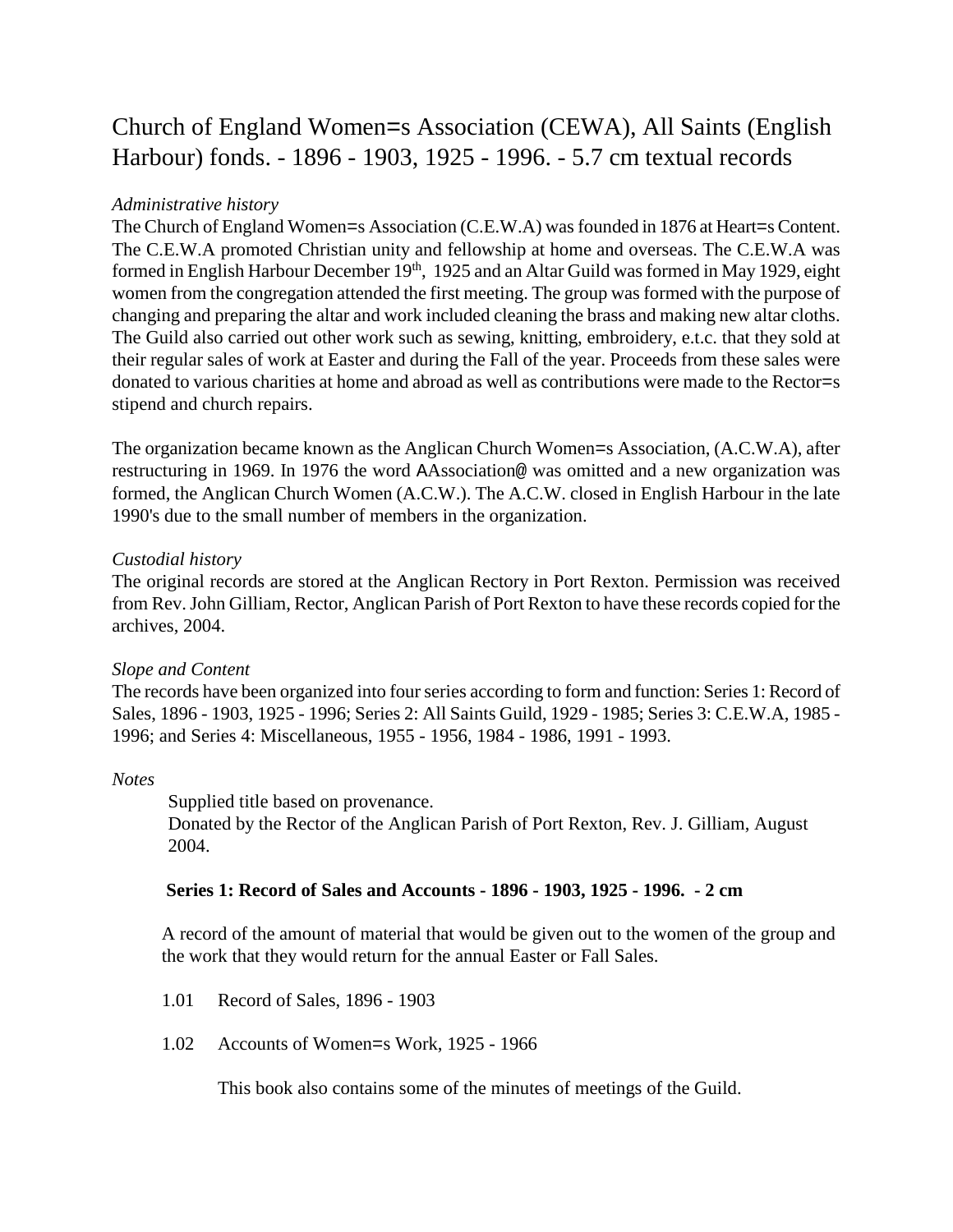# Church of England Women=s Association (CEWA), All Saints (English Harbour) fonds. - 1896 - 1903, 1925 - 1996. - 5.7 cm textual records

*Administrative history*

The Church of England Women=s Association (C.E.W.A) was founded in 1876 at Heart=s Content. The C.E.W.A promoted Christian unity and fellowship at home and overseas. The C.E.W.A was formed in English Harbour December 19th, 1925 and an Altar Guild was formed in May 1929, eight women from the congregation attended the first meeting. The group was formed with the purpose of changing and preparing the altar and work included cleaning the brass and making new altar cloths. The Guild also carried out other work such as sewing, knitting, embroidery, e.t.c. that they sold at their regular sales of work at Easter and during the Fall of the year. Proceeds from these sales were donated to various charities at home and abroad as well as contributions were made to the Rector=s stipend and church repairs.

The organization became known as the Anglican Church Women=s Association, (A.C.W.A), after restructuring in 1969. In 1976 the word AAssociation@ was omitted and a new organization was formed, the Anglican Church Women (A.C.W.). The A.C.W. closed in English Harbour in the late 1990's due to the small number of members in the organization.

*Custodial history*

The original records are stored at the Anglican Rectory in Port Rexton. Permission was received from Rev. John Gilliam, Rector, Anglican Parish of Port Rexton to have these records copied for the archives, 2004.

*Slope and Content*

The records have been organized into four series according to form and function: Series 1: Record of Sales, 1896 - 1903, 1925 - 1996; Series 2: All Saints Guild, 1929 - 1985; Series 3: C.E.W.A, 1985 - 1996; and Series 4: Miscellaneous, 1955 - 1956, 1984 - 1986, 1991 - 1993.

*Notes*

Supplied title based on provenance.
Donated by the Rector of the Anglican Parish of Port Rexton, Rev. J. Gilliam, August 2004.

**Series 1: Record of Sales and Accounts - 1896 - 1903, 1925 - 1996. - 2 cm**

A record of the amount of material that would be given out to the women of the group and the work that they would return for the annual Easter or Fall Sales.

1.01 Record of Sales, 1896 - 1903

1.02 Accounts of Women=s Work, 1925 - 1966

This book also contains some of the minutes of meetings of the Guild.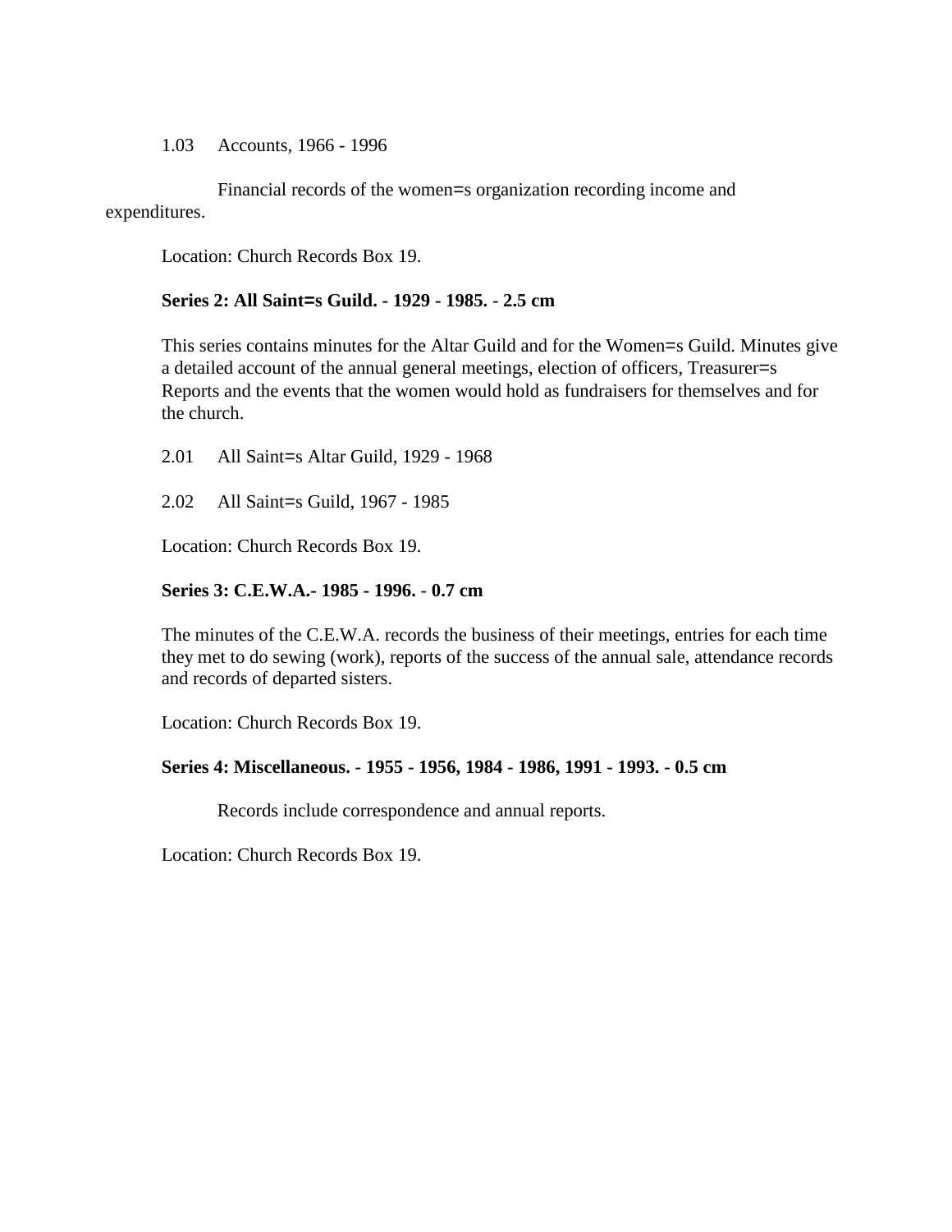1.03 Accounts, 1966 - 1996

Financial records of the women=s organization recording income and expenditures.

Location: Church Records Box 19.

**Series 2: All Saint=s Guild. - 1929 - 1985. - 2.5 cm**

This series contains minutes for the Altar Guild and for the Women=s Guild. Minutes give a detailed account of the annual general meetings, election of officers, Treasurer=s Reports and the events that the women would hold as fundraisers for themselves and for the church.

2.01 All Saint=s Altar Guild, 1929 - 1968

2.02 All Saint=s Guild, 1967 - 1985

Location: Church Records Box 19.

**Series 3: C.E.W.A.- 1985 - 1996. - 0.7 cm**

The minutes of the C.E.W.A. records the business of their meetings, entries for each time they met to do sewing (work), reports of the success of the annual sale, attendance records and records of departed sisters.

Location: Church Records Box 19.

**Series 4: Miscellaneous. - 1955 - 1956, 1984 - 1986, 1991 - 1993. - 0.5 cm**

Records include correspondence and annual reports.

Location: Church Records Box 19.